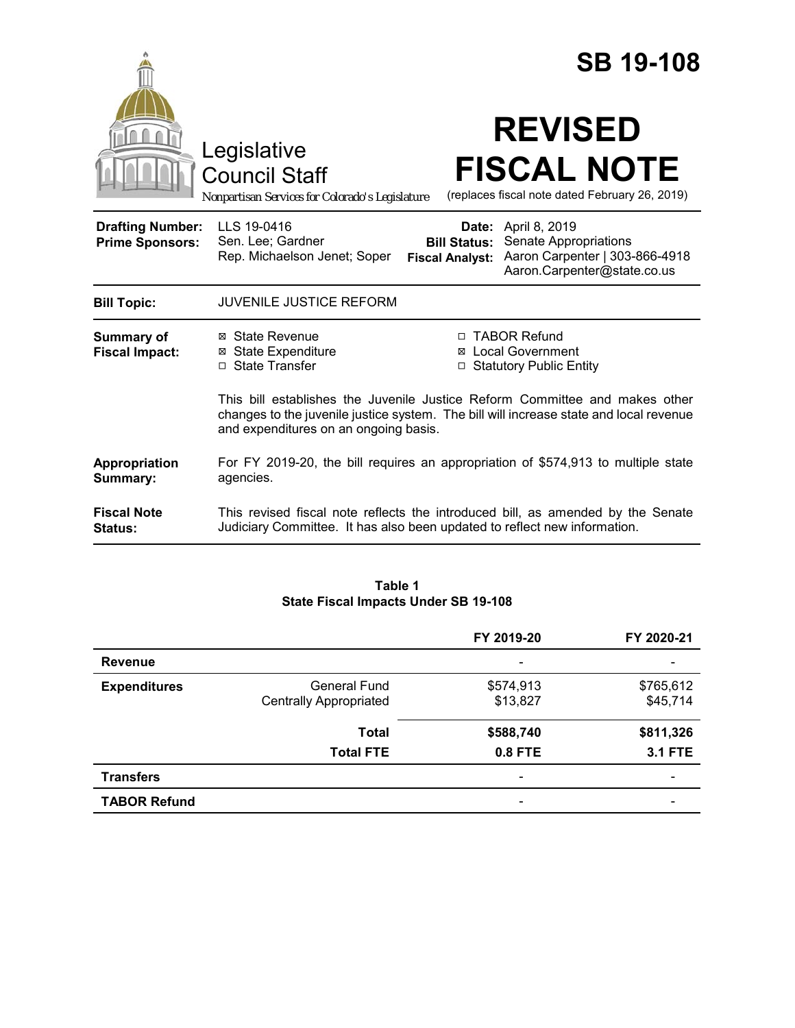# SB 19-108

Legislative Council Staff

*Nonpartisan Services for Colorado's Legislature*

# REVISED FISCAL NOTE

(replaces fiscal note dated February 26, 2019)

| | | | |
|---|---|---|---|
| **Drafting Number:** | LLS 19-0416 | **Date:** | April 8, 2019 |
| **Prime Sponsors:** | Sen. Lee; Gardner<br>Rep. Michaelson Jenet; Soper | **Bill Status:** | Senate Appropriations |
| | | **Fiscal Analyst:** | Aaron Carpenter \| 303-866-4918<br>Aaron.Carpenter@state.co.us |

**Bill Topic:** JUVENILE JUSTICE REFORM

**Summary of Fiscal Impact:**

- ☒ State Revenue
- ☒ State Expenditure
- ☐ State Transfer
- ☐ TABOR Refund
- ☒ Local Government
- ☐ Statutory Public Entity

This bill establishes the Juvenile Justice Reform Committee and makes other changes to the juvenile justice system. The bill will increase state and local revenue and expenditures on an ongoing basis.

**Appropriation Summary:** For FY 2019-20, the bill requires an appropriation of $574,913 to multiple state agencies.

**Fiscal Note Status:** This revised fiscal note reflects the introduced bill, as amended by the Senate Judiciary Committee. It has also been updated to reflect new information.

**Table 1**
**State Fiscal Impacts Under SB 19-108**

| | | FY 2019-20 | FY 2020-21 |
|---|---|---|---|
| **Revenue** | | - | - |
| **Expenditures** | General Fund | $574,913 | $765,612 |
| | Centrally Appropriated | $13,827 | $45,714 |
| | **Total** | **$588,740** | **$811,326** |
| | **Total FTE** | **0.8 FTE** | **3.1 FTE** |
| **Transfers** | | - | - |
| **TABOR Refund** | | - | - |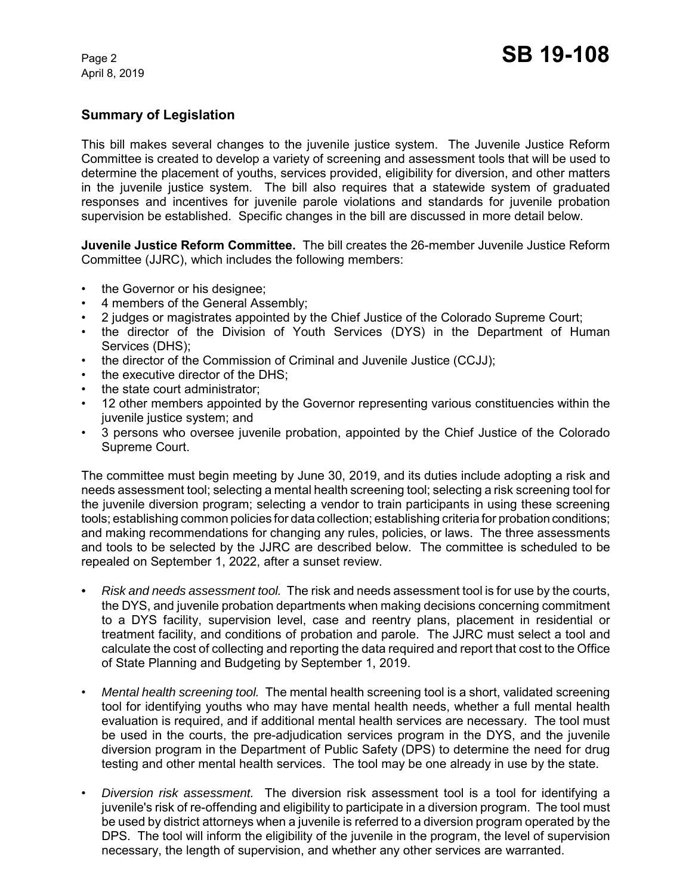## Summary of Legislation

This bill makes several changes to the juvenile justice system. The Juvenile Justice Reform Committee is created to develop a variety of screening and assessment tools that will be used to determine the placement of youths, services provided, eligibility for diversion, and other matters in the juvenile justice system. The bill also requires that a statewide system of graduated responses and incentives for juvenile parole violations and standards for juvenile probation supervision be established. Specific changes in the bill are discussed in more detail below.

**Juvenile Justice Reform Committee.** The bill creates the 26-member Juvenile Justice Reform Committee (JJRC), which includes the following members:

- the Governor or his designee;
- 4 members of the General Assembly;
- 2 judges or magistrates appointed by the Chief Justice of the Colorado Supreme Court;
- the director of the Division of Youth Services (DYS) in the Department of Human Services (DHS);
- the director of the Commission of Criminal and Juvenile Justice (CCJJ);
- the executive director of the DHS;
- the state court administrator;
- 12 other members appointed by the Governor representing various constituencies within the juvenile justice system; and
- 3 persons who oversee juvenile probation, appointed by the Chief Justice of the Colorado Supreme Court.

The committee must begin meeting by June 30, 2019, and its duties include adopting a risk and needs assessment tool; selecting a mental health screening tool; selecting a risk screening tool for the juvenile diversion program; selecting a vendor to train participants in using these screening tools; establishing common policies for data collection; establishing criteria for probation conditions; and making recommendations for changing any rules, policies, or laws. The three assessments and tools to be selected by the JJRC are described below. The committee is scheduled to be repealed on September 1, 2022, after a sunset review.

- *Risk and needs assessment tool.* The risk and needs assessment tool is for use by the courts, the DYS, and juvenile probation departments when making decisions concerning commitment to a DYS facility, supervision level, case and reentry plans, placement in residential or treatment facility, and conditions of probation and parole. The JJRC must select a tool and calculate the cost of collecting and reporting the data required and report that cost to the Office of State Planning and Budgeting by September 1, 2019.

- *Mental health screening tool.* The mental health screening tool is a short, validated screening tool for identifying youths who may have mental health needs, whether a full mental health evaluation is required, and if additional mental health services are necessary. The tool must be used in the courts, the pre-adjudication services program in the DYS, and the juvenile diversion program in the Department of Public Safety (DPS) to determine the need for drug testing and other mental health services. The tool may be one already in use by the state.

- *Diversion risk assessment.* The diversion risk assessment tool is a tool for identifying a juvenile's risk of re-offending and eligibility to participate in a diversion program. The tool must be used by district attorneys when a juvenile is referred to a diversion program operated by the DPS. The tool will inform the eligibility of the juvenile in the program, the level of supervision necessary, the length of supervision, and whether any other services are warranted.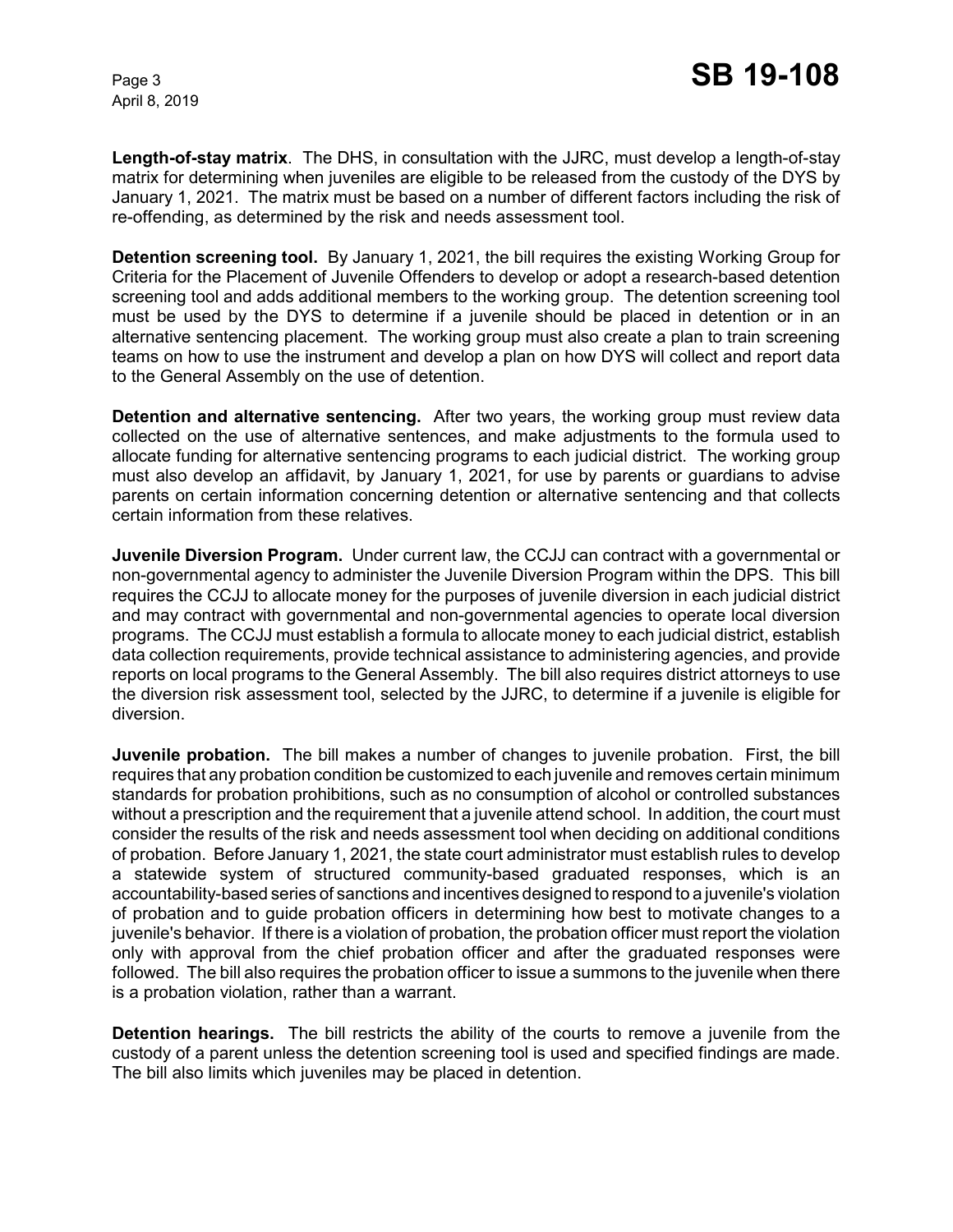**Length-of-stay matrix**. The DHS, in consultation with the JJRC, must develop a length-of-stay matrix for determining when juveniles are eligible to be released from the custody of the DYS by January 1, 2021. The matrix must be based on a number of different factors including the risk of re-offending, as determined by the risk and needs assessment tool.

**Detention screening tool.** By January 1, 2021, the bill requires the existing Working Group for Criteria for the Placement of Juvenile Offenders to develop or adopt a research-based detention screening tool and adds additional members to the working group. The detention screening tool must be used by the DYS to determine if a juvenile should be placed in detention or in an alternative sentencing placement. The working group must also create a plan to train screening teams on how to use the instrument and develop a plan on how DYS will collect and report data to the General Assembly on the use of detention.

**Detention and alternative sentencing.** After two years, the working group must review data collected on the use of alternative sentences, and make adjustments to the formula used to allocate funding for alternative sentencing programs to each judicial district. The working group must also develop an affidavit, by January 1, 2021, for use by parents or guardians to advise parents on certain information concerning detention or alternative sentencing and that collects certain information from these relatives.

**Juvenile Diversion Program.** Under current law, the CCJJ can contract with a governmental or non-governmental agency to administer the Juvenile Diversion Program within the DPS. This bill requires the CCJJ to allocate money for the purposes of juvenile diversion in each judicial district and may contract with governmental and non-governmental agencies to operate local diversion programs. The CCJJ must establish a formula to allocate money to each judicial district, establish data collection requirements, provide technical assistance to administering agencies, and provide reports on local programs to the General Assembly. The bill also requires district attorneys to use the diversion risk assessment tool, selected by the JJRC, to determine if a juvenile is eligible for diversion.

**Juvenile probation.** The bill makes a number of changes to juvenile probation. First, the bill requires that any probation condition be customized to each juvenile and removes certain minimum standards for probation prohibitions, such as no consumption of alcohol or controlled substances without a prescription and the requirement that a juvenile attend school. In addition, the court must consider the results of the risk and needs assessment tool when deciding on additional conditions of probation. Before January 1, 2021, the state court administrator must establish rules to develop a statewide system of structured community-based graduated responses, which is an accountability-based series of sanctions and incentives designed to respond to a juvenile's violation of probation and to guide probation officers in determining how best to motivate changes to a juvenile's behavior. If there is a violation of probation, the probation officer must report the violation only with approval from the chief probation officer and after the graduated responses were followed. The bill also requires the probation officer to issue a summons to the juvenile when there is a probation violation, rather than a warrant.

**Detention hearings.** The bill restricts the ability of the courts to remove a juvenile from the custody of a parent unless the detention screening tool is used and specified findings are made. The bill also limits which juveniles may be placed in detention.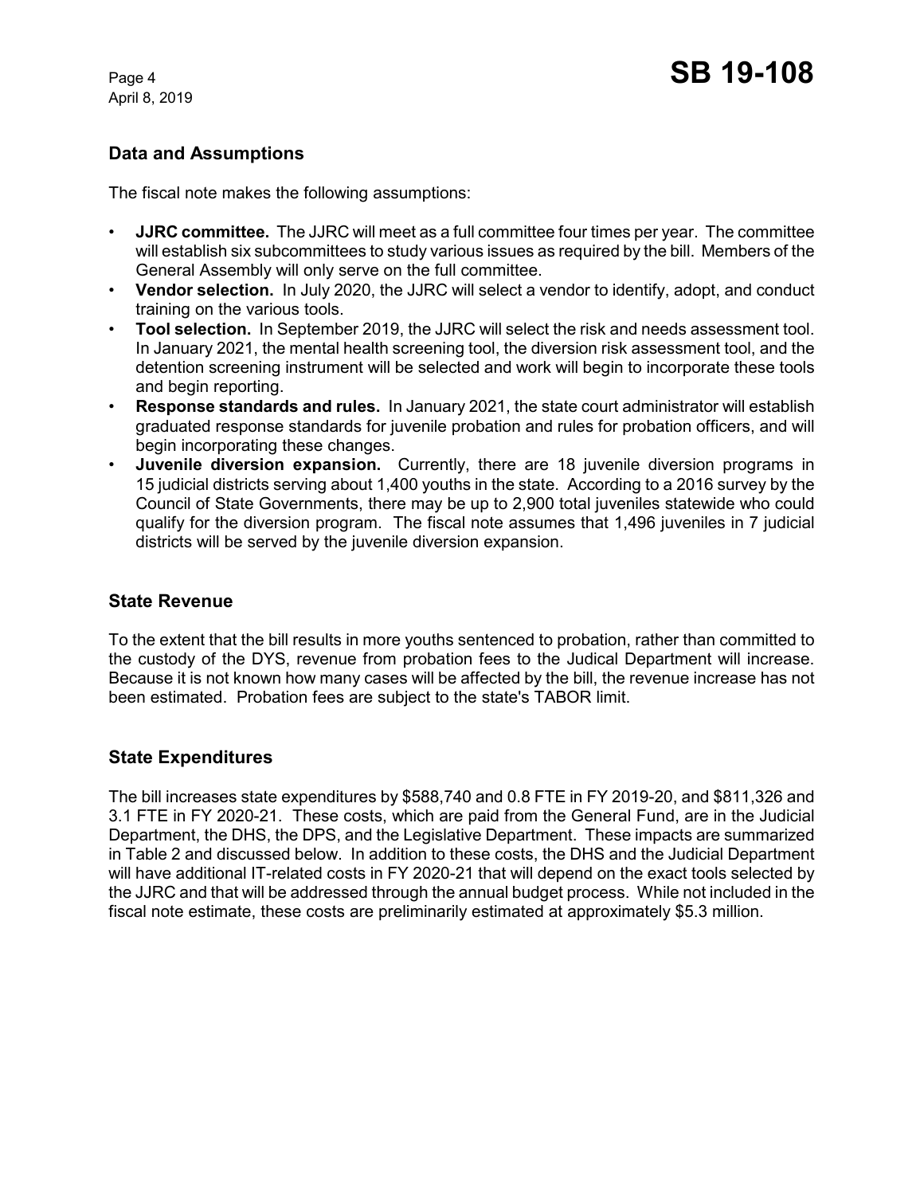## Data and Assumptions

The fiscal note makes the following assumptions:

- **JJRC committee.** The JJRC will meet as a full committee four times per year. The committee will establish six subcommittees to study various issues as required by the bill. Members of the General Assembly will only serve on the full committee.
- **Vendor selection.** In July 2020, the JJRC will select a vendor to identify, adopt, and conduct training on the various tools.
- **Tool selection.** In September 2019, the JJRC will select the risk and needs assessment tool. In January 2021, the mental health screening tool, the diversion risk assessment tool, and the detention screening instrument will be selected and work will begin to incorporate these tools and begin reporting.
- **Response standards and rules.** In January 2021, the state court administrator will establish graduated response standards for juvenile probation and rules for probation officers, and will begin incorporating these changes.
- **Juvenile diversion expansion.** Currently, there are 18 juvenile diversion programs in 15 judicial districts serving about 1,400 youths in the state. According to a 2016 survey by the Council of State Governments, there may be up to 2,900 total juveniles statewide who could qualify for the diversion program. The fiscal note assumes that 1,496 juveniles in 7 judicial districts will be served by the juvenile diversion expansion.

## State Revenue

To the extent that the bill results in more youths sentenced to probation, rather than committed to the custody of the DYS, revenue from probation fees to the Judical Department will increase. Because it is not known how many cases will be affected by the bill, the revenue increase has not been estimated. Probation fees are subject to the state's TABOR limit.

## State Expenditures

The bill increases state expenditures by $588,740 and 0.8 FTE in FY 2019-20, and $811,326 and 3.1 FTE in FY 2020-21. These costs, which are paid from the General Fund, are in the Judicial Department, the DHS, the DPS, and the Legislative Department. These impacts are summarized in Table 2 and discussed below. In addition to these costs, the DHS and the Judicial Department will have additional IT-related costs in FY 2020-21 that will depend on the exact tools selected by the JJRC and that will be addressed through the annual budget process. While not included in the fiscal note estimate, these costs are preliminarily estimated at approximately $5.3 million.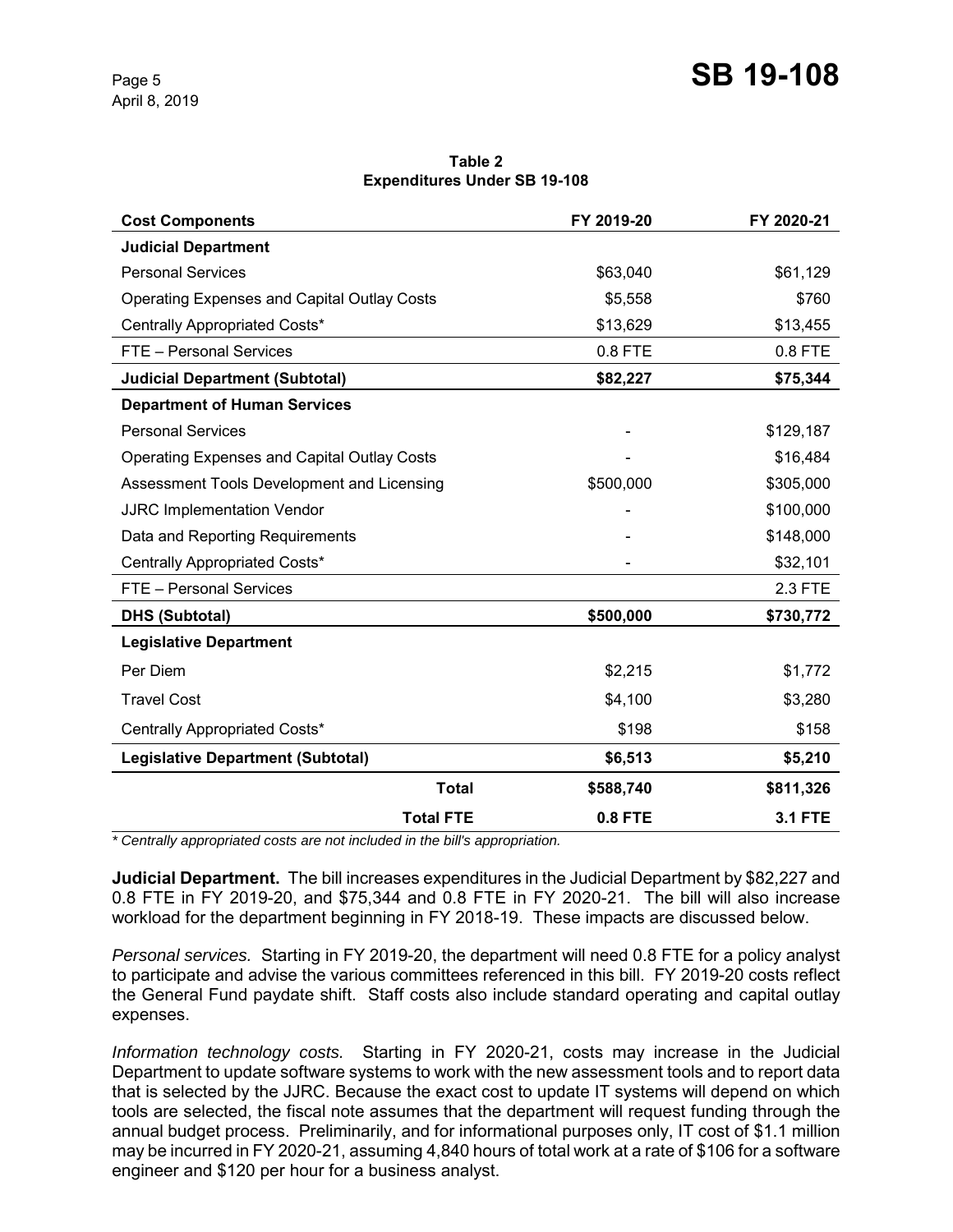**Table 2**
**Expenditures Under SB 19-108**

| Cost Components | FY 2019-20 | FY 2020-21 |
|---|---|---|
| **Judicial Department** | | |
| Personal Services | $63,040 | $61,129 |
| Operating Expenses and Capital Outlay Costs | $5,558 | $760 |
| Centrally Appropriated Costs* | $13,629 | $13,455 |
| FTE – Personal Services | 0.8 FTE | 0.8 FTE |
| **Judicial Department (Subtotal)** | **$82,227** | **$75,344** |
| **Department of Human Services** | | |
| Personal Services | - | $129,187 |
| Operating Expenses and Capital Outlay Costs | - | $16,484 |
| Assessment Tools Development and Licensing | $500,000 | $305,000 |
| JJRC Implementation Vendor | - | $100,000 |
| Data and Reporting Requirements | - | $148,000 |
| Centrally Appropriated Costs* | - | $32,101 |
| FTE – Personal Services | | 2.3 FTE |
| **DHS (Subtotal)** | **$500,000** | **$730,772** |
| **Legislative Department** | | |
| Per Diem | $2,215 | $1,772 |
| Travel Cost | $4,100 | $3,280 |
| Centrally Appropriated Costs* | $198 | $158 |
| **Legislative Department (Subtotal)** | **$6,513** | **$5,210** |
| **Total** | **$588,740** | **$811,326** |
| **Total FTE** | **0.8 FTE** | **3.1 FTE** |

*\* Centrally appropriated costs are not included in the bill's appropriation.*

**Judicial Department.** The bill increases expenditures in the Judicial Department by $82,227 and 0.8 FTE in FY 2019-20, and $75,344 and 0.8 FTE in FY 2020-21. The bill will also increase workload for the department beginning in FY 2018-19. These impacts are discussed below.

*Personal services.* Starting in FY 2019-20, the department will need 0.8 FTE for a policy analyst to participate and advise the various committees referenced in this bill. FY 2019-20 costs reflect the General Fund paydate shift. Staff costs also include standard operating and capital outlay expenses.

*Information technology costs.* Starting in FY 2020-21, costs may increase in the Judicial Department to update software systems to work with the new assessment tools and to report data that is selected by the JJRC. Because the exact cost to update IT systems will depend on which tools are selected, the fiscal note assumes that the department will request funding through the annual budget process. Preliminarily, and for informational purposes only, IT cost of $1.1 million may be incurred in FY 2020-21, assuming 4,840 hours of total work at a rate of $106 for a software engineer and $120 per hour for a business analyst.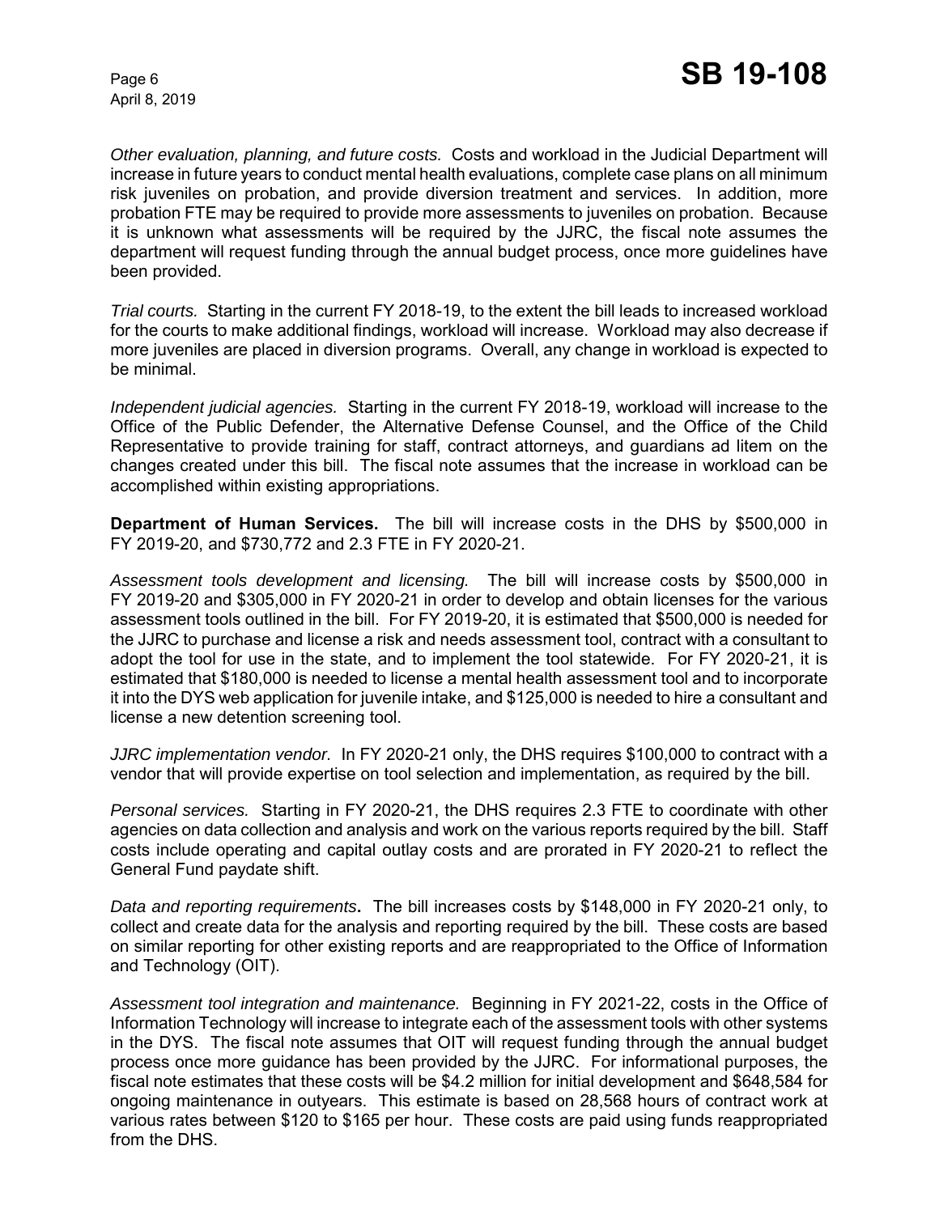*Other evaluation, planning, and future costs.* Costs and workload in the Judicial Department will increase in future years to conduct mental health evaluations, complete case plans on all minimum risk juveniles on probation, and provide diversion treatment and services. In addition, more probation FTE may be required to provide more assessments to juveniles on probation. Because it is unknown what assessments will be required by the JJRC, the fiscal note assumes the department will request funding through the annual budget process, once more guidelines have been provided.

*Trial courts.* Starting in the current FY 2018-19, to the extent the bill leads to increased workload for the courts to make additional findings, workload will increase. Workload may also decrease if more juveniles are placed in diversion programs. Overall, any change in workload is expected to be minimal.

*Independent judicial agencies.* Starting in the current FY 2018-19, workload will increase to the Office of the Public Defender, the Alternative Defense Counsel, and the Office of the Child Representative to provide training for staff, contract attorneys, and guardians ad litem on the changes created under this bill. The fiscal note assumes that the increase in workload can be accomplished within existing appropriations.

**Department of Human Services.** The bill will increase costs in the DHS by $500,000 in FY 2019-20, and $730,772 and 2.3 FTE in FY 2020-21.

*Assessment tools development and licensing.* The bill will increase costs by $500,000 in FY 2019-20 and $305,000 in FY 2020-21 in order to develop and obtain licenses for the various assessment tools outlined in the bill. For FY 2019-20, it is estimated that $500,000 is needed for the JJRC to purchase and license a risk and needs assessment tool, contract with a consultant to adopt the tool for use in the state, and to implement the tool statewide. For FY 2020-21, it is estimated that $180,000 is needed to license a mental health assessment tool and to incorporate it into the DYS web application for juvenile intake, and $125,000 is needed to hire a consultant and license a new detention screening tool.

*JJRC implementation vendor.* In FY 2020-21 only, the DHS requires $100,000 to contract with a vendor that will provide expertise on tool selection and implementation, as required by the bill.

*Personal services.* Starting in FY 2020-21, the DHS requires 2.3 FTE to coordinate with other agencies on data collection and analysis and work on the various reports required by the bill. Staff costs include operating and capital outlay costs and are prorated in FY 2020-21 to reflect the General Fund paydate shift.

*Data and reporting requirements***.** The bill increases costs by $148,000 in FY 2020-21 only, to collect and create data for the analysis and reporting required by the bill. These costs are based on similar reporting for other existing reports and are reappropriated to the Office of Information and Technology (OIT).

*Assessment tool integration and maintenance.* Beginning in FY 2021-22, costs in the Office of Information Technology will increase to integrate each of the assessment tools with other systems in the DYS. The fiscal note assumes that OIT will request funding through the annual budget process once more guidance has been provided by the JJRC. For informational purposes, the fiscal note estimates that these costs will be $4.2 million for initial development and $648,584 for ongoing maintenance in outyears. This estimate is based on 28,568 hours of contract work at various rates between $120 to $165 per hour. These costs are paid using funds reappropriated from the DHS.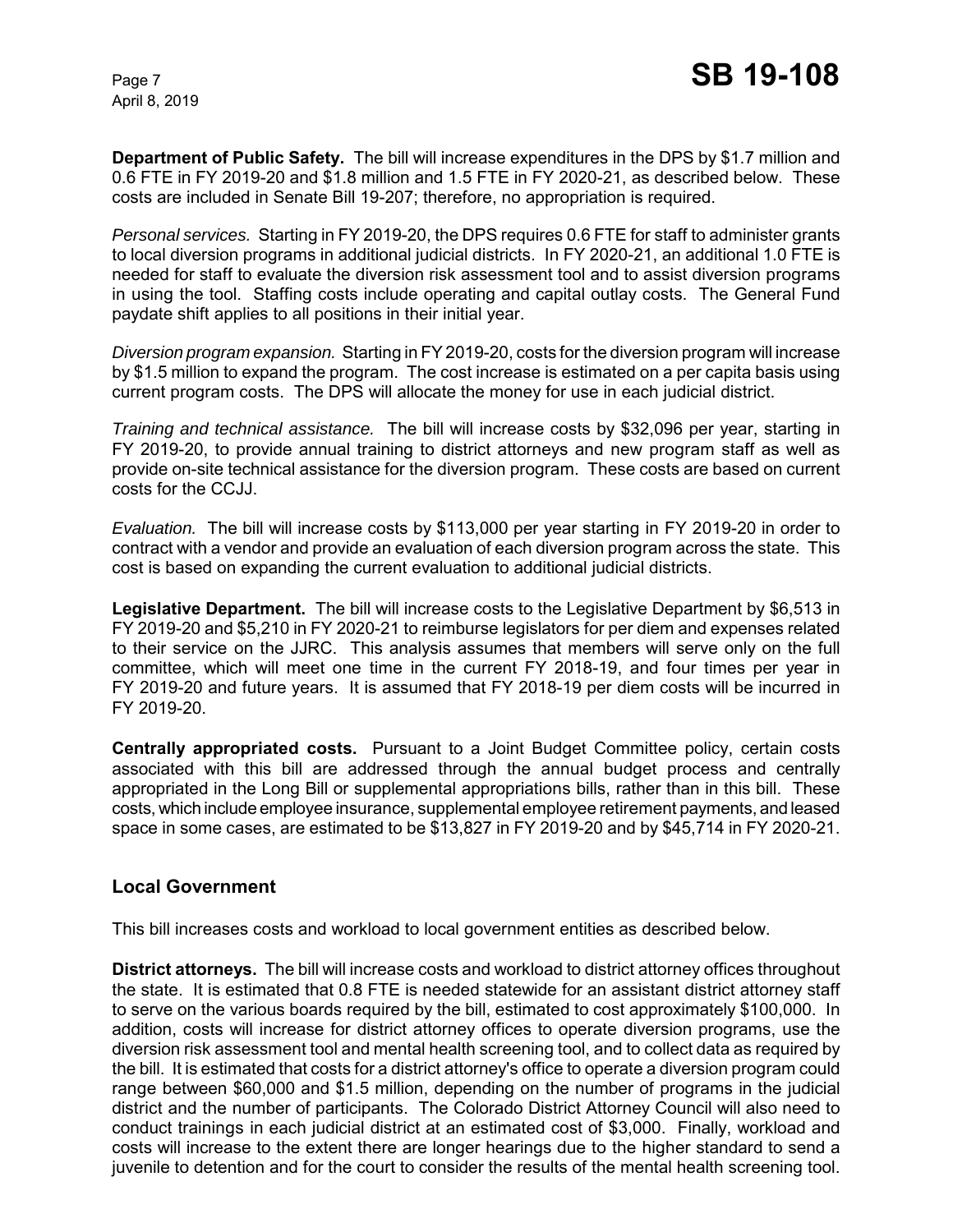**Department of Public Safety.** The bill will increase expenditures in the DPS by $1.7 million and 0.6 FTE in FY 2019-20 and $1.8 million and 1.5 FTE in FY 2020-21, as described below. These costs are included in Senate Bill 19-207; therefore, no appropriation is required.

*Personal services.* Starting in FY 2019-20, the DPS requires 0.6 FTE for staff to administer grants to local diversion programs in additional judicial districts. In FY 2020-21, an additional 1.0 FTE is needed for staff to evaluate the diversion risk assessment tool and to assist diversion programs in using the tool. Staffing costs include operating and capital outlay costs. The General Fund paydate shift applies to all positions in their initial year.

*Diversion program expansion.* Starting in FY 2019-20, costs for the diversion program will increase by $1.5 million to expand the program. The cost increase is estimated on a per capita basis using current program costs. The DPS will allocate the money for use in each judicial district.

*Training and technical assistance.* The bill will increase costs by $32,096 per year, starting in FY 2019-20, to provide annual training to district attorneys and new program staff as well as provide on-site technical assistance for the diversion program. These costs are based on current costs for the CCJJ.

*Evaluation.* The bill will increase costs by $113,000 per year starting in FY 2019-20 in order to contract with a vendor and provide an evaluation of each diversion program across the state. This cost is based on expanding the current evaluation to additional judicial districts.

**Legislative Department.** The bill will increase costs to the Legislative Department by $6,513 in FY 2019-20 and $5,210 in FY 2020-21 to reimburse legislators for per diem and expenses related to their service on the JJRC. This analysis assumes that members will serve only on the full committee, which will meet one time in the current FY 2018-19, and four times per year in FY 2019-20 and future years. It is assumed that FY 2018-19 per diem costs will be incurred in FY 2019-20.

**Centrally appropriated costs.** Pursuant to a Joint Budget Committee policy, certain costs associated with this bill are addressed through the annual budget process and centrally appropriated in the Long Bill or supplemental appropriations bills, rather than in this bill. These costs, which include employee insurance, supplemental employee retirement payments, and leased space in some cases, are estimated to be $13,827 in FY 2019-20 and by $45,714 in FY 2020-21.

## Local Government

This bill increases costs and workload to local government entities as described below.

**District attorneys.** The bill will increase costs and workload to district attorney offices throughout the state. It is estimated that 0.8 FTE is needed statewide for an assistant district attorney staff to serve on the various boards required by the bill, estimated to cost approximately $100,000. In addition, costs will increase for district attorney offices to operate diversion programs, use the diversion risk assessment tool and mental health screening tool, and to collect data as required by the bill. It is estimated that costs for a district attorney's office to operate a diversion program could range between $60,000 and $1.5 million, depending on the number of programs in the judicial district and the number of participants. The Colorado District Attorney Council will also need to conduct trainings in each judicial district at an estimated cost of $3,000. Finally, workload and costs will increase to the extent there are longer hearings due to the higher standard to send a juvenile to detention and for the court to consider the results of the mental health screening tool.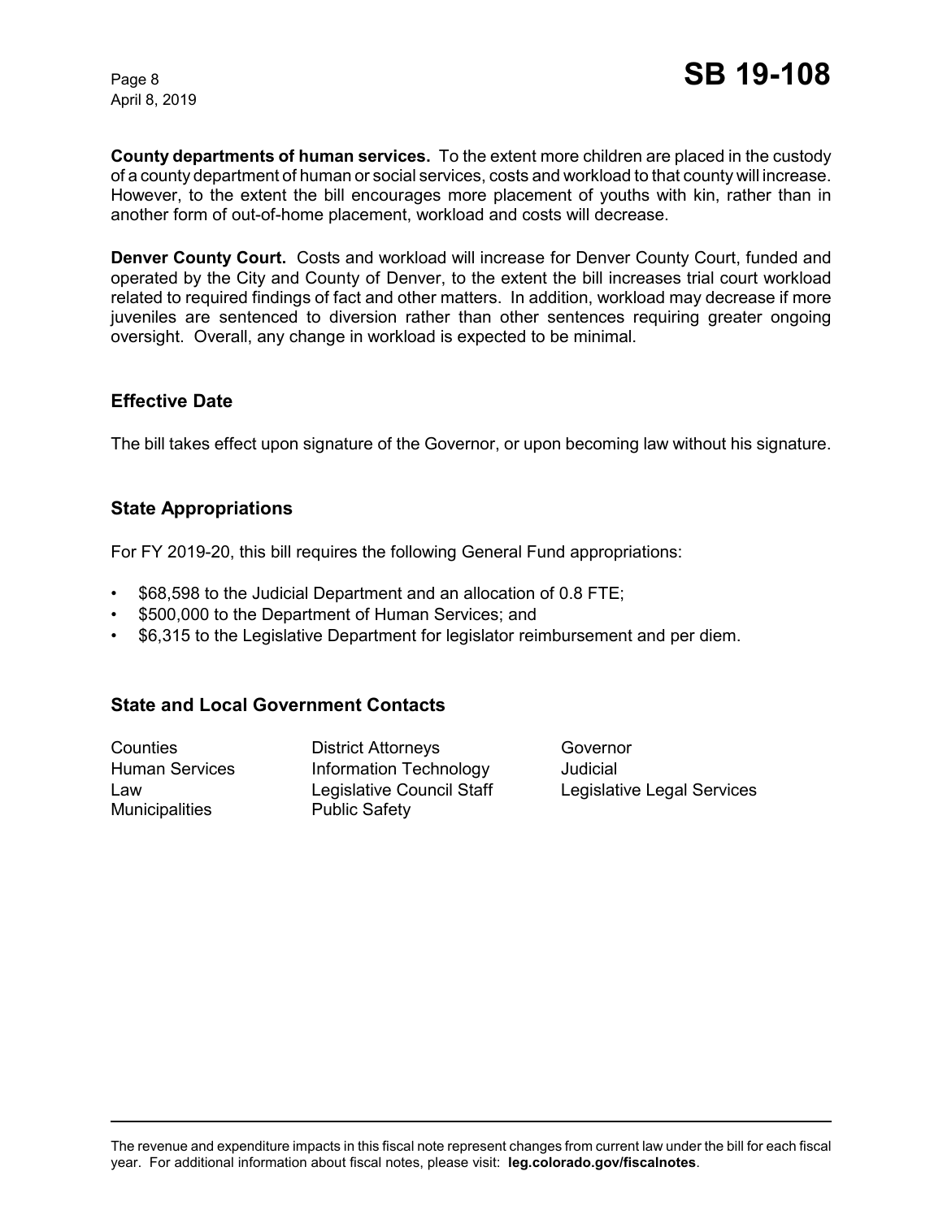**County departments of human services.** To the extent more children are placed in the custody of a county department of human or social services, costs and workload to that county will increase. However, to the extent the bill encourages more placement of youths with kin, rather than in another form of out-of-home placement, workload and costs will decrease.

**Denver County Court.** Costs and workload will increase for Denver County Court, funded and operated by the City and County of Denver, to the extent the bill increases trial court workload related to required findings of fact and other matters. In addition, workload may decrease if more juveniles are sentenced to diversion rather than other sentences requiring greater ongoing oversight. Overall, any change in workload is expected to be minimal.

## Effective Date

The bill takes effect upon signature of the Governor, or upon becoming law without his signature.

## State Appropriations

For FY 2019-20, this bill requires the following General Fund appropriations:

- $68,598 to the Judicial Department and an allocation of 0.8 FTE;
- $500,000 to the Department of Human Services; and
- $6,315 to the Legislative Department for legislator reimbursement and per diem.

## State and Local Government Contacts

| | | |
|---|---|---|
| Counties | District Attorneys | Governor |
| Human Services | Information Technology | Judicial |
| Law | Legislative Council Staff | Legislative Legal Services |
| Municipalities | Public Safety | |

The revenue and expenditure impacts in this fiscal note represent changes from current law under the bill for each fiscal year. For additional information about fiscal notes, please visit: **leg.colorado.gov/fiscalnotes**.